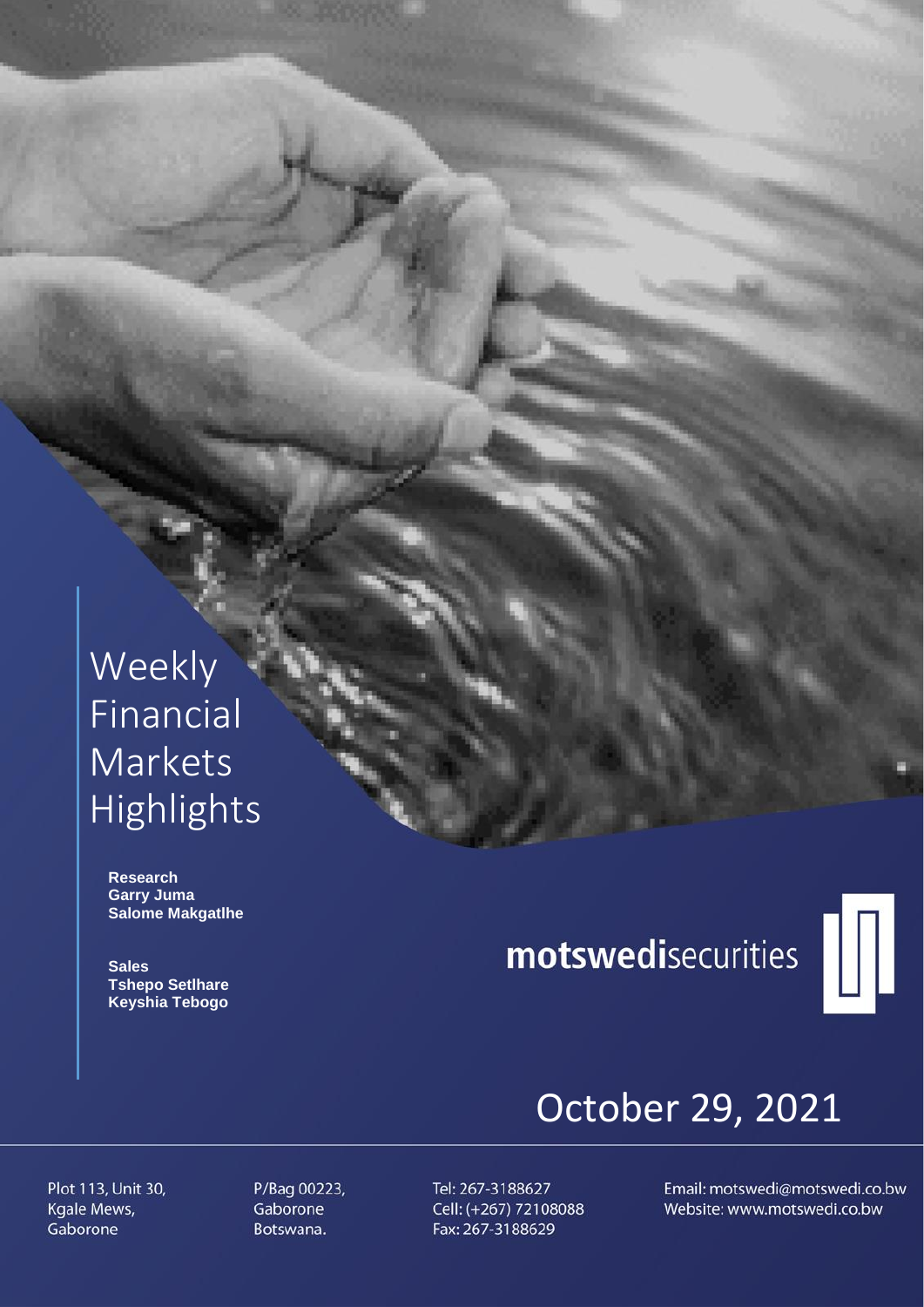# Weekly Financial Markets Highlights

**Research**
**Garry Juma**
**Salome Makgatlhe**

**Sales**
**Tshepo Setlhare**
**Keyshia Tebogo**

**motswedi**securities

October 29, 2021

Plot 113, Unit 30,
Kgale Mews,
Gaborone

P/Bag 00223,
Gaborone
Botswana.

Tel: 267-3188627
Cell: (+267) 72108088
Fax: 267-3188629

Email: motswedi@motswedi.co.bw
Website: www.motswedi.co.bw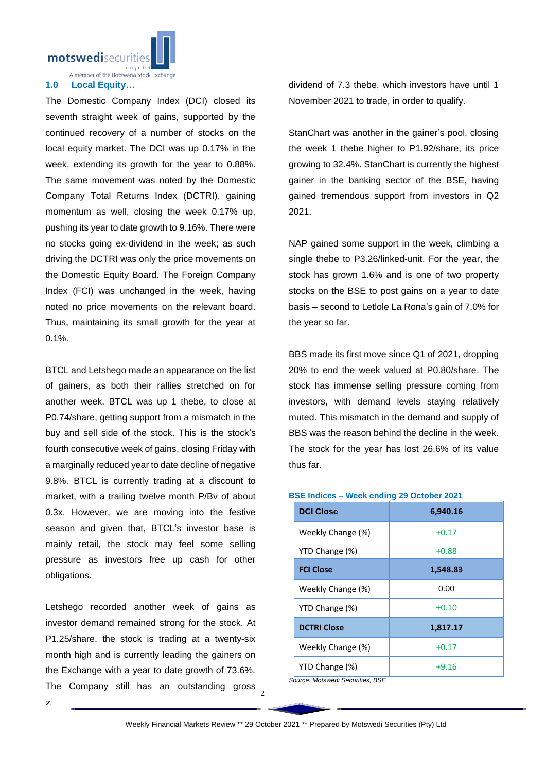## 1.0 Local Equity…

The Domestic Company Index (DCI) closed its seventh straight week of gains, supported by the continued recovery of a number of stocks on the local equity market. The DCI was up 0.17% in the week, extending its growth for the year to 0.88%. The same movement was noted by the Domestic Company Total Returns Index (DCTRI), gaining momentum as well, closing the week 0.17% up, pushing its year to date growth to 9.16%. There were no stocks going ex-dividend in the week; as such driving the DCTRI was only the price movements on the Domestic Equity Board. The Foreign Company Index (FCI) was unchanged in the week, having noted no price movements on the relevant board. Thus, maintaining its small growth for the year at 0.1%.

BTCL and Letshego made an appearance on the list of gainers, as both their rallies stretched on for another week. BTCL was up 1 thebe, to close at P0.74/share, getting support from a mismatch in the buy and sell side of the stock. This is the stock's fourth consecutive week of gains, closing Friday with a marginally reduced year to date decline of negative 9.8%. BTCL is currently trading at a discount to market, with a trailing twelve month P/Bv of about 0.3x. However, we are moving into the festive season and given that, BTCL's investor base is mainly retail, the stock may feel some selling pressure as investors free up cash for other obligations.

Letshego recorded another week of gains as investor demand remained strong for the stock. At P1.25/share, the stock is trading at a twenty-six month high and is currently leading the gainers on the Exchange with a year to date growth of 73.6%. The Company still has an outstanding gross dividend of 7.3 thebe, which investors have until 1 November 2021 to trade, in order to qualify.

StanChart was another in the gainer's pool, closing the week 1 thebe higher to P1.92/share, its price growing to 32.4%. StanChart is currently the highest gainer in the banking sector of the BSE, having gained tremendous support from investors in Q2 2021.

NAP gained some support in the week, climbing a single thebe to P3.26/linked-unit. For the year, the stock has grown 1.6% and is one of two property stocks on the BSE to post gains on a year to date basis – second to Letlole La Rona's gain of 7.0% for the year so far.

BBS made its first move since Q1 of 2021, dropping 20% to end the week valued at P0.80/share. The stock has immense selling pressure coming from investors, with demand levels staying relatively muted. This mismatch in the demand and supply of BBS was the reason behind the decline in the week. The stock for the year has lost 26.6% of its value thus far.

**BSE Indices – Week ending 29 October 2021**

| **DCI Close** | **6,940.16** |
|---|---|
| Weekly Change (%) | +0.17 |
| YTD Change (%) | +0.88 |
| **FCI Close** | **1,548.83** |
| Weekly Change (%) | 0.00 |
| YTD Change (%) | +0.10 |
| **DCTRI Close** | **1,817.17** |
| Weekly Change (%) | +0.17 |
| YTD Change (%) | +9.16 |

*Source: Motswedi Securities, BSE*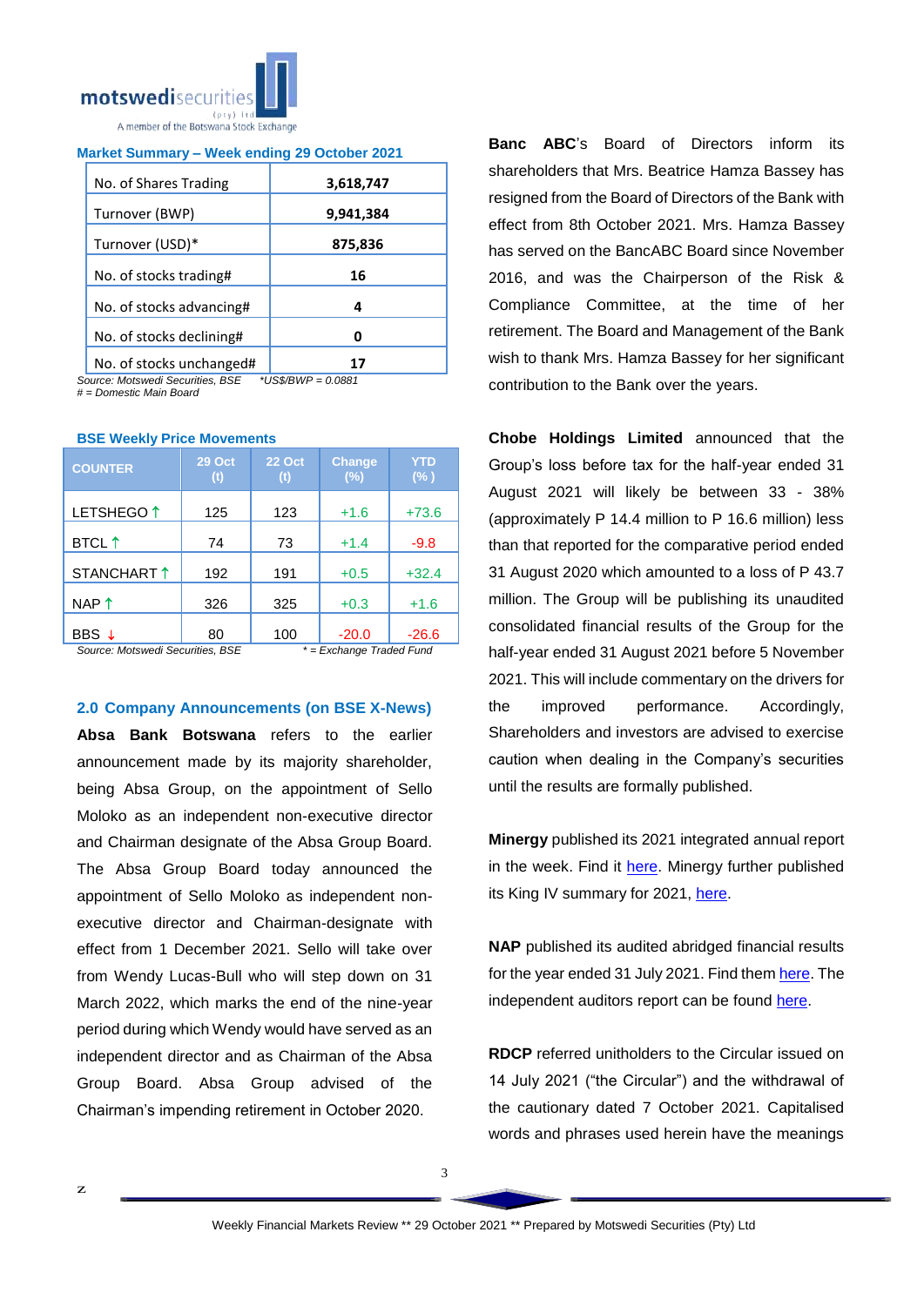motswedisecurities (pty) ltd
A member of the Botswana Stock Exchange

### Market Summary – Week ending 29 October 2021

| | |
|---|---|
| No. of Shares Trading | **3,618,747** |
| Turnover (BWP) | **9,941,384** |
| Turnover (USD)* | **875,836** |
| No. of stocks trading# | **16** |
| No. of stocks advancing# | **4** |
| No. of stocks declining# | **0** |
| No. of stocks unchanged# | **17** |

*Source: Motswedi Securities, BSE* *\*US$/BWP = 0.0881*
*# = Domestic Main Board*

### BSE Weekly Price Movements

| COUNTER | 29 Oct (t) | 22 Oct (t) | Change (%) | YTD (% ) |
|---|---|---|---|---|
| LETSHEGO ↑ | 125 | 123 | +1.6 | +73.6 |
| BTCL ↑ | 74 | 73 | +1.4 | -9.8 |
| STANCHART ↑ | 192 | 191 | +0.5 | +32.4 |
| NAP ↑ | 326 | 325 | +0.3 | +1.6 |
| BBS ↓ | 80 | 100 | -20.0 | -26.6 |

*Source: Motswedi Securities, BSE* *\* = Exchange Traded Fund*

## 2.0 Company Announcements (on BSE X-News)

**Absa Bank Botswana** refers to the earlier announcement made by its majority shareholder, being Absa Group, on the appointment of Sello Moloko as an independent non-executive director and Chairman designate of the Absa Group Board. The Absa Group Board today announced the appointment of Sello Moloko as independent non-executive director and Chairman-designate with effect from 1 December 2021. Sello will take over from Wendy Lucas-Bull who will step down on 31 March 2022, which marks the end of the nine-year period during which Wendy would have served as an independent director and as Chairman of the Absa Group Board. Absa Group advised of the Chairman's impending retirement in October 2020.

**Banc ABC**'s Board of Directors inform its shareholders that Mrs. Beatrice Hamza Bassey has resigned from the Board of Directors of the Bank with effect from 8th October 2021. Mrs. Hamza Bassey has served on the BancABC Board since November 2016, and was the Chairperson of the Risk & Compliance Committee, at the time of her retirement. The Board and Management of the Bank wish to thank Mrs. Hamza Bassey for her significant contribution to the Bank over the years.

**Chobe Holdings Limited** announced that the Group's loss before tax for the half-year ended 31 August 2021 will likely be between 33 - 38% (approximately P 14.4 million to P 16.6 million) less than that reported for the comparative period ended 31 August 2020 which amounted to a loss of P 43.7 million. The Group will be publishing its unaudited consolidated financial results of the Group for the half-year ended 31 August 2021 before 5 November 2021. This will include commentary on the drivers for the improved performance. Accordingly, Shareholders and investors are advised to exercise caution when dealing in the Company's securities until the results are formally published.

**Minergy** published its 2021 integrated annual report in the week. Find it here. Minergy further published its King IV summary for 2021, here.

**NAP** published its audited abridged financial results for the year ended 31 July 2021. Find them here. The independent auditors report can be found here.

**RDCP** referred unitholders to the Circular issued on 14 July 2021 ("the Circular") and the withdrawal of the cautionary dated 7 October 2021. Capitalised words and phrases used herein have the meanings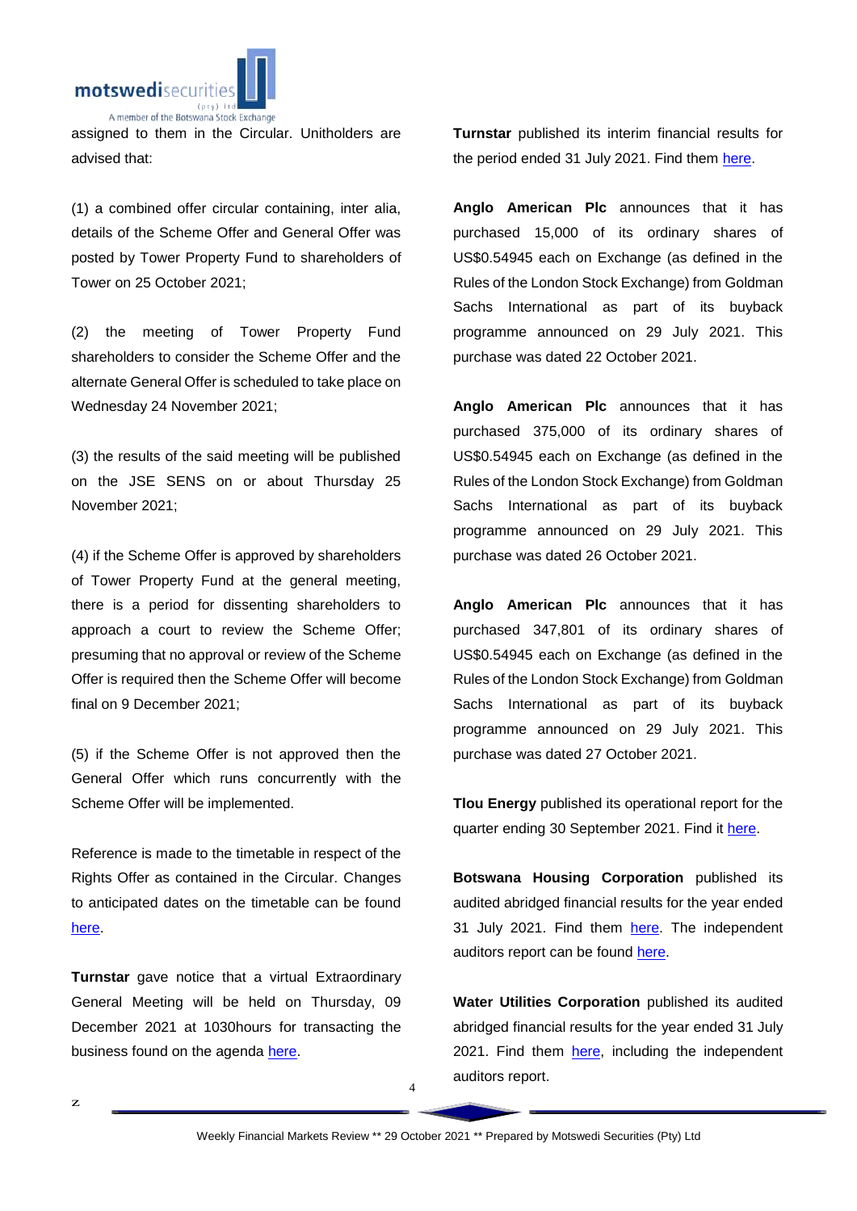assigned to them in the Circular. Unitholders are advised that:

(1) a combined offer circular containing, inter alia, details of the Scheme Offer and General Offer was posted by Tower Property Fund to shareholders of Tower on 25 October 2021;

(2) the meeting of Tower Property Fund shareholders to consider the Scheme Offer and the alternate General Offer is scheduled to take place on Wednesday 24 November 2021;

(3) the results of the said meeting will be published on the JSE SENS on or about Thursday 25 November 2021;

(4) if the Scheme Offer is approved by shareholders of Tower Property Fund at the general meeting, there is a period for dissenting shareholders to approach a court to review the Scheme Offer; presuming that no approval or review of the Scheme Offer is required then the Scheme Offer will become final on 9 December 2021;

(5) if the Scheme Offer is not approved then the General Offer which runs concurrently with the Scheme Offer will be implemented.

Reference is made to the timetable in respect of the Rights Offer as contained in the Circular. Changes to anticipated dates on the timetable can be found here.

**Turnstar** gave notice that a virtual Extraordinary General Meeting will be held on Thursday, 09 December 2021 at 1030hours for transacting the business found on the agenda here.

**Turnstar** published its interim financial results for the period ended 31 July 2021. Find them here.

**Anglo American Plc** announces that it has purchased 15,000 of its ordinary shares of US$0.54945 each on Exchange (as defined in the Rules of the London Stock Exchange) from Goldman Sachs International as part of its buyback programme announced on 29 July 2021. This purchase was dated 22 October 2021.

**Anglo American Plc** announces that it has purchased 375,000 of its ordinary shares of US$0.54945 each on Exchange (as defined in the Rules of the London Stock Exchange) from Goldman Sachs International as part of its buyback programme announced on 29 July 2021. This purchase was dated 26 October 2021.

**Anglo American Plc** announces that it has purchased 347,801 of its ordinary shares of US$0.54945 each on Exchange (as defined in the Rules of the London Stock Exchange) from Goldman Sachs International as part of its buyback programme announced on 29 July 2021. This purchase was dated 27 October 2021.

**Tlou Energy** published its operational report for the quarter ending 30 September 2021. Find it here.

**Botswana Housing Corporation** published its audited abridged financial results for the year ended 31 July 2021. Find them here. The independent auditors report can be found here.

**Water Utilities Corporation** published its audited abridged financial results for the year ended 31 July 2021. Find them here, including the independent auditors report.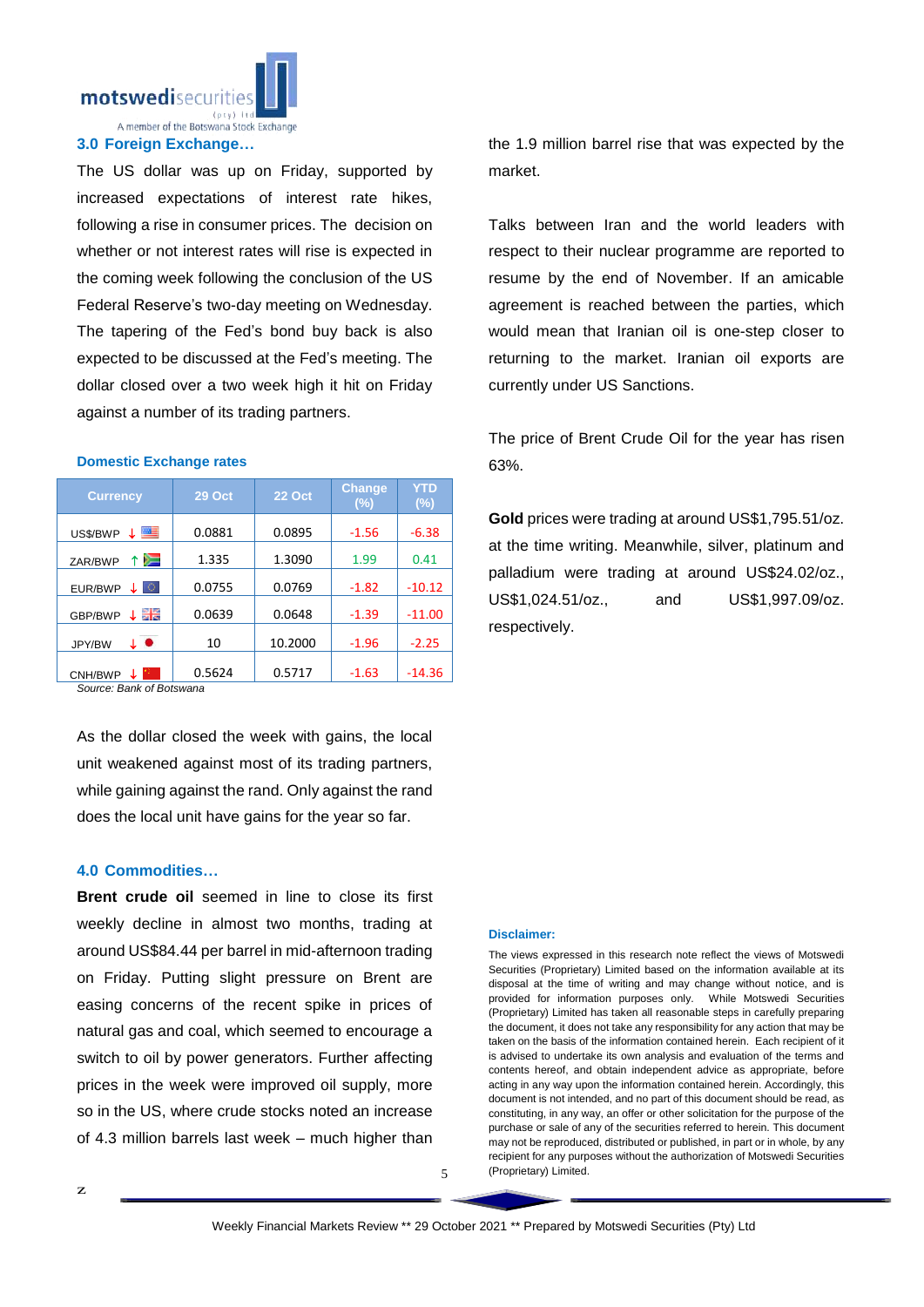## 3.0 Foreign Exchange…

The US dollar was up on Friday, supported by increased expectations of interest rate hikes, following a rise in consumer prices. The decision on whether or not interest rates will rise is expected in the coming week following the conclusion of the US Federal Reserve's two-day meeting on Wednesday. The tapering of the Fed's bond buy back is also expected to be discussed at the Fed's meeting. The dollar closed over a two week high it hit on Friday against a number of its trading partners.

### Domestic Exchange rates

| Currency | 29 Oct | 22 Oct | Change (%) | YTD (%) |
|---|---|---|---|---|
| US$/BWP ↓ | 0.0881 | 0.0895 | -1.56 | -6.38 |
| ZAR/BWP ↑ | 1.335 | 1.3090 | 1.99 | 0.41 |
| EUR/BWP ↓ | 0.0755 | 0.0769 | -1.82 | -10.12 |
| GBP/BWP ↓ | 0.0639 | 0.0648 | -1.39 | -11.00 |
| JPY/BW ↓ | 10 | 10.2000 | -1.96 | -2.25 |
| CNH/BWP ↓ | 0.5624 | 0.5717 | -1.63 | -14.36 |

*Source: Bank of Botswana*

As the dollar closed the week with gains, the local unit weakened against most of its trading partners, while gaining against the rand. Only against the rand does the local unit have gains for the year so far.

## 4.0 Commodities…

**Brent crude oil** seemed in line to close its first weekly decline in almost two months, trading at around US$84.44 per barrel in mid-afternoon trading on Friday. Putting slight pressure on Brent are easing concerns of the recent spike in prices of natural gas and coal, which seemed to encourage a switch to oil by power generators. Further affecting prices in the week were improved oil supply, more so in the US, where crude stocks noted an increase of 4.3 million barrels last week – much higher than the 1.9 million barrel rise that was expected by the market.

Talks between Iran and the world leaders with respect to their nuclear programme are reported to resume by the end of November. If an amicable agreement is reached between the parties, which would mean that Iranian oil is one-step closer to returning to the market. Iranian oil exports are currently under US Sanctions.

The price of Brent Crude Oil for the year has risen 63%.

**Gold** prices were trading at around US$1,795.51/oz. at the time writing. Meanwhile, silver, platinum and palladium were trading at around US$24.02/oz., US$1,024.51/oz., and US$1,997.09/oz. respectively.

**Disclaimer:**

The views expressed in this research note reflect the views of Motswedi Securities (Proprietary) Limited based on the information available at its disposal at the time of writing and may change without notice, and is provided for information purposes only. While Motswedi Securities (Proprietary) Limited has taken all reasonable steps in carefully preparing the document, it does not take any responsibility for any action that may be taken on the basis of the information contained herein. Each recipient of it is advised to undertake its own analysis and evaluation of the terms and contents hereof, and obtain independent advice as appropriate, before acting in any way upon the information contained herein. Accordingly, this document is not intended, and no part of this document should be read, as constituting, in any way, an offer or other solicitation for the purpose of the purchase or sale of any of the securities referred to herein. This document may not be reproduced, distributed or published, in part or in whole, by any recipient for any purposes without the authorization of Motswedi Securities (Proprietary) Limited.